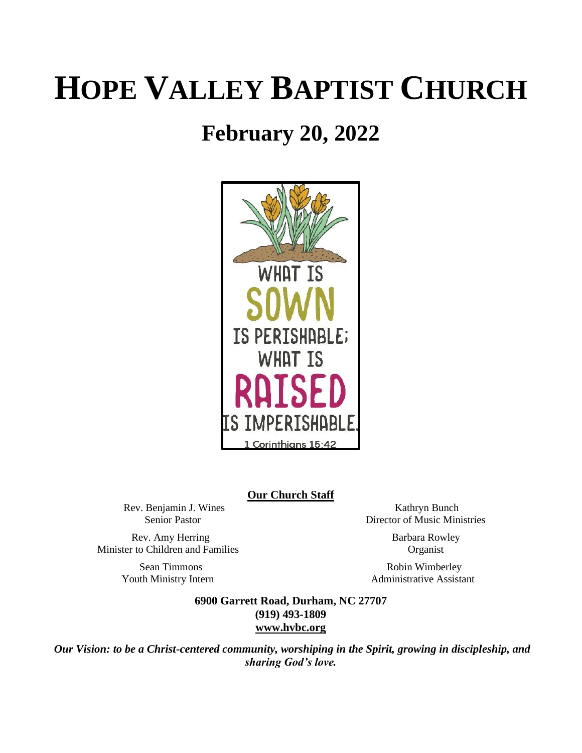# HOPE VALLEY BAPTIST CHURCH

## February 20, 2022

WHAT IS SOWN IS PERISHABLE; WHAT IS RAISED IS IMPERISHABLE.

1 Corinthians 15:42

**Our Church Staff**

Rev. Benjamin J. Wines
Senior Pastor

Rev. Amy Herring
Minister to Children and Families

Sean Timmons
Youth Ministry Intern

Kathryn Bunch
Director of Music Ministries

Barbara Rowley
Organist

Robin Wimberley
Administrative Assistant

**6900 Garrett Road, Durham, NC 27707**
**(919) 493-1809**
**www.hvbc.org**

***Our Vision: to be a Christ-centered community, worshiping in the Spirit, growing in discipleship, and sharing God's love.***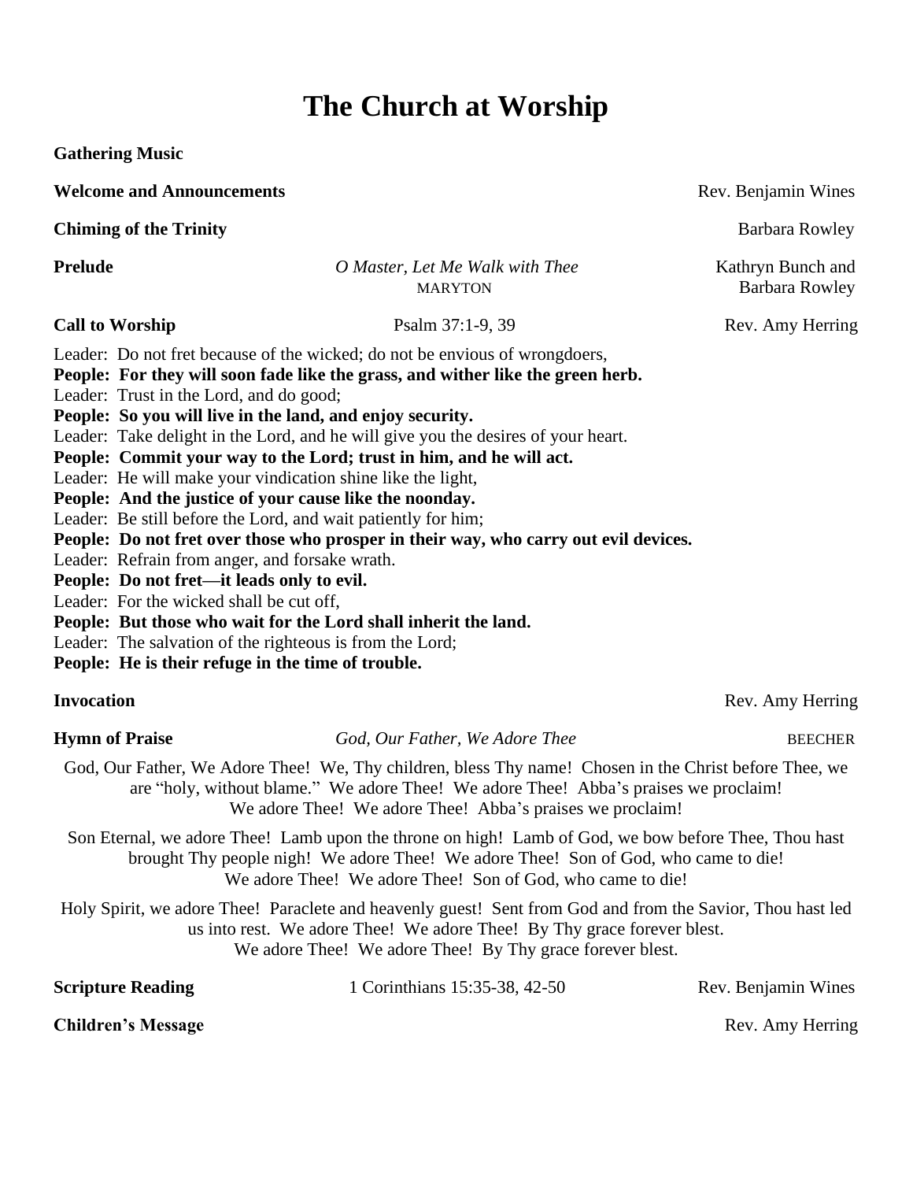# The Church at Worship

**Gathering Music**

**Welcome and Announcements** — Rev. Benjamin Wines

**Chiming of the Trinity** — Barbara Rowley

**Prelude** — *O Master, Let Me Walk with Thee* — MARYTON — Kathryn Bunch and Barbara Rowley

**Call to Worship** — Psalm 37:1-9, 39 — Rev. Amy Herring

Leader: Do not fret because of the wicked; do not be envious of wrongdoers,
**People: For they will soon fade like the grass, and wither like the green herb.**
Leader: Trust in the Lord, and do good;
**People: So you will live in the land, and enjoy security.**
Leader: Take delight in the Lord, and he will give you the desires of your heart.
**People: Commit your way to the Lord; trust in him, and he will act.**
Leader: He will make your vindication shine like the light,
**People: And the justice of your cause like the noonday.**
Leader: Be still before the Lord, and wait patiently for him;
**People: Do not fret over those who prosper in their way, who carry out evil devices.**
Leader: Refrain from anger, and forsake wrath.
**People: Do not fret—it leads only to evil.**
Leader: For the wicked shall be cut off,
**People: But those who wait for the Lord shall inherit the land.**
Leader: The salvation of the righteous is from the Lord;
**People: He is their refuge in the time of trouble.**

**Invocation** — Rev. Amy Herring

**Hymn of Praise** — *God, Our Father, We Adore Thee* — BEECHER

God, Our Father, We Adore Thee! We, Thy children, bless Thy name! Chosen in the Christ before Thee, we are "holy, without blame." We adore Thee! We adore Thee! Abba's praises we proclaim!
We adore Thee! We adore Thee! Abba's praises we proclaim!

Son Eternal, we adore Thee! Lamb upon the throne on high! Lamb of God, we bow before Thee, Thou hast brought Thy people nigh! We adore Thee! We adore Thee! Son of God, who came to die!
We adore Thee! We adore Thee! Son of God, who came to die!

Holy Spirit, we adore Thee! Paraclete and heavenly guest! Sent from God and from the Savior, Thou hast led us into rest. We adore Thee! We adore Thee! By Thy grace forever blest.
We adore Thee! We adore Thee! By Thy grace forever blest.

**Scripture Reading** — 1 Corinthians 15:35-38, 42-50 — Rev. Benjamin Wines

**Children's Message** — Rev. Amy Herring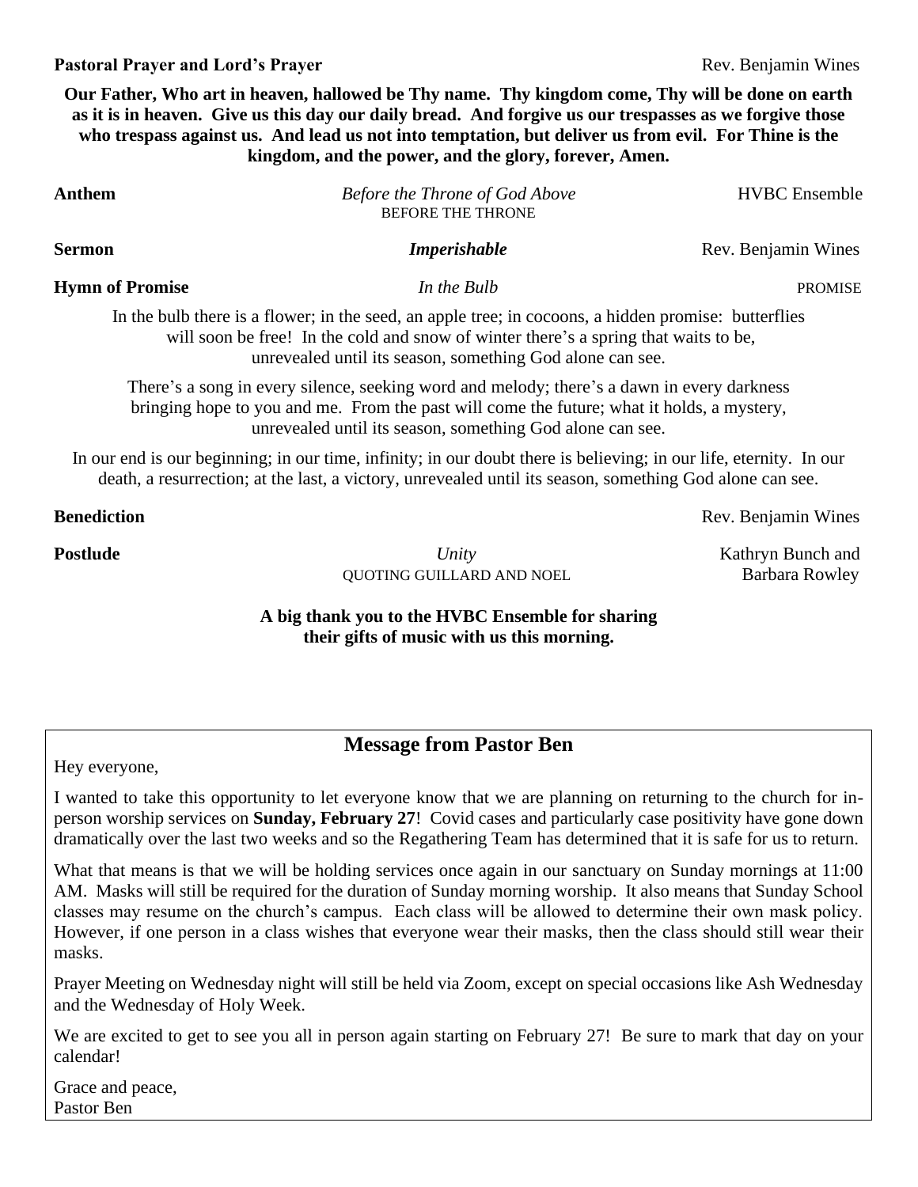**Pastoral Prayer and Lord's Prayer** Rev. Benjamin Wines

**Our Father, Who art in heaven, hallowed be Thy name. Thy kingdom come, Thy will be done on earth as it is in heaven. Give us this day our daily bread. And forgive us our trespasses as we forgive those who trespass against us. And lead us not into temptation, but deliver us from evil. For Thine is the kingdom, and the power, and the glory, forever, Amen.**

**Anthem** *Before the Throne of God Above* HVBC Ensemble
BEFORE THE THRONE

**Sermon** ***Imperishable*** Rev. Benjamin Wines

**Hymn of Promise** *In the Bulb* PROMISE

In the bulb there is a flower; in the seed, an apple tree; in cocoons, a hidden promise: butterflies will soon be free! In the cold and snow of winter there's a spring that waits to be, unrevealed until its season, something God alone can see.

There's a song in every silence, seeking word and melody; there's a dawn in every darkness bringing hope to you and me. From the past will come the future; what it holds, a mystery, unrevealed until its season, something God alone can see.

In our end is our beginning; in our time, infinity; in our doubt there is believing; in our life, eternity. In our death, a resurrection; at the last, a victory, unrevealed until its season, something God alone can see.

**Benediction** Rev. Benjamin Wines

**Postlude** *Unity* Kathryn Bunch and Barbara Rowley
QUOTING GUILLARD AND NOEL

**A big thank you to the HVBC Ensemble for sharing their gifts of music with us this morning.**

## Message from Pastor Ben

Hey everyone,

I wanted to take this opportunity to let everyone know that we are planning on returning to the church for in-person worship services on **Sunday, February 27**! Covid cases and particularly case positivity have gone down dramatically over the last two weeks and so the Regathering Team has determined that it is safe for us to return.

What that means is that we will be holding services once again in our sanctuary on Sunday mornings at 11:00 AM. Masks will still be required for the duration of Sunday morning worship. It also means that Sunday School classes may resume on the church's campus. Each class will be allowed to determine their own mask policy. However, if one person in a class wishes that everyone wear their masks, then the class should still wear their masks.

Prayer Meeting on Wednesday night will still be held via Zoom, except on special occasions like Ash Wednesday and the Wednesday of Holy Week.

We are excited to get to see you all in person again starting on February 27! Be sure to mark that day on your calendar!

Grace and peace,
Pastor Ben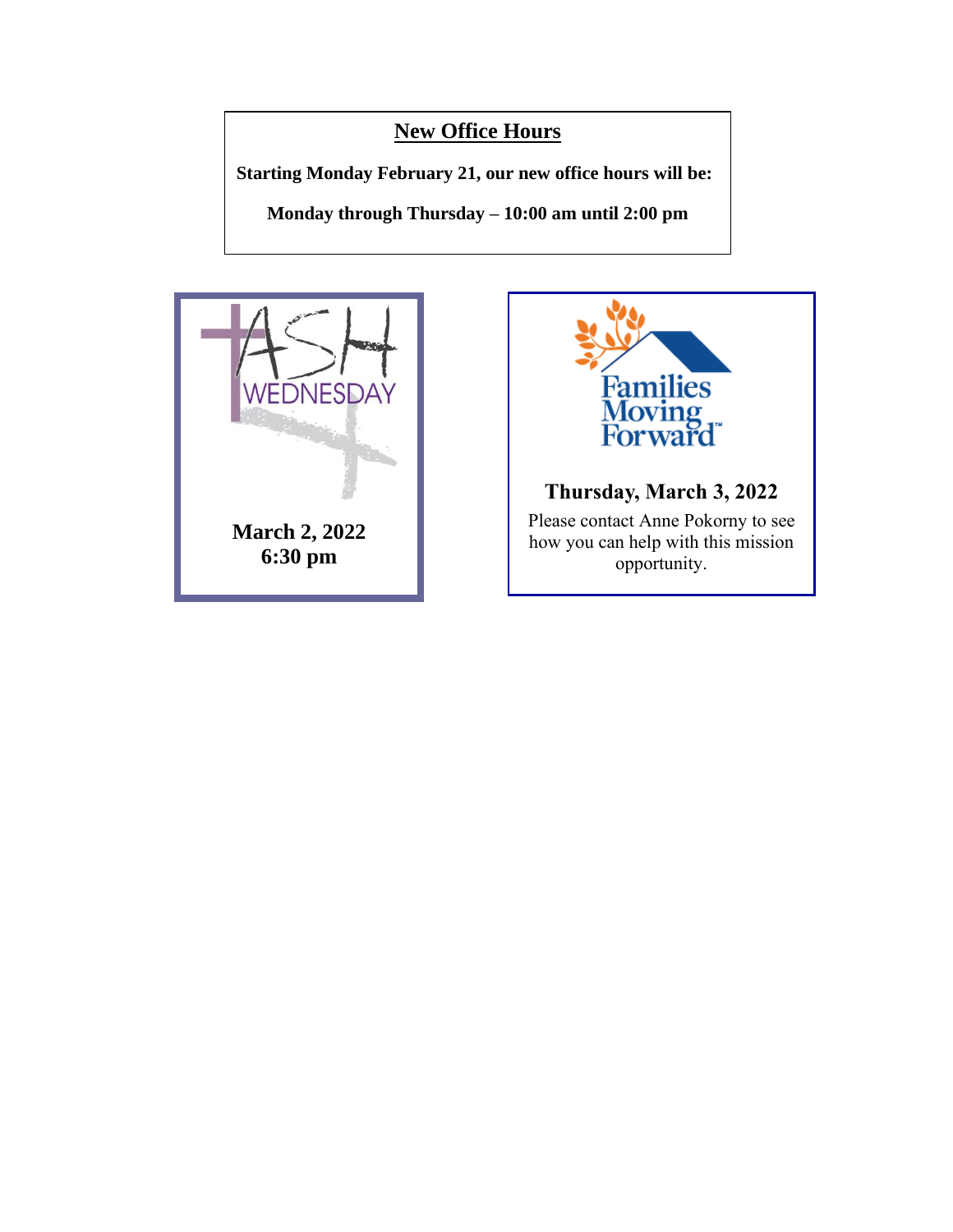## New Office Hours

**Starting Monday February 21, our new office hours will be:**

**Monday through Thursday – 10:00 am until 2:00 pm**

ASH WEDNESDAY

**March 2, 2022**
**6:30 pm**

Families Moving Forward™

**Thursday, March 3, 2022**

Please contact Anne Pokorny to see how you can help with this mission opportunity.